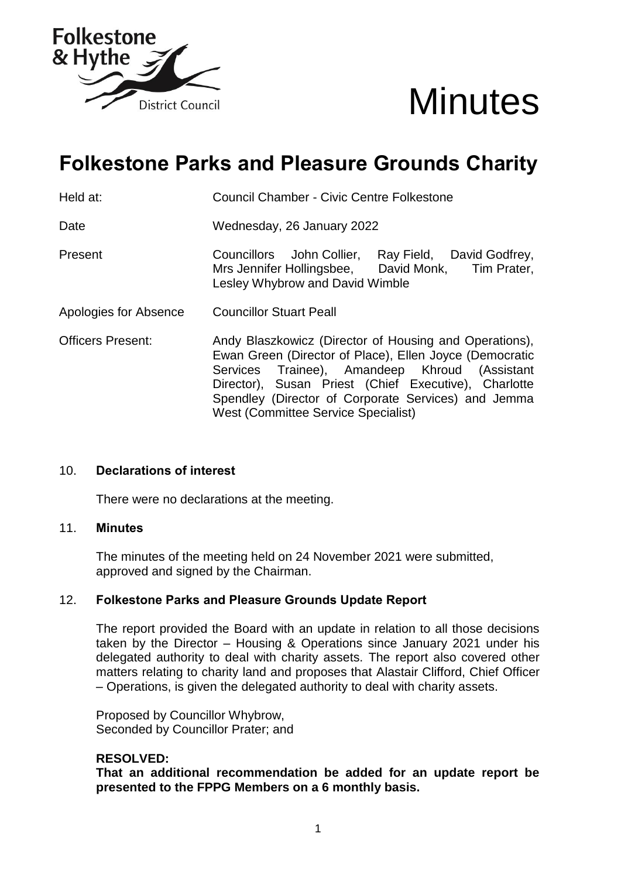Folkestone & Hythe District Council

# Minutes

# Folkestone Parks and Pleasure Grounds Charity

| | |
|---|---|
| Held at: | Council Chamber - Civic Centre Folkestone |
| Date | Wednesday, 26 January 2022 |
| Present | Councillors John Collier, Ray Field, David Godfrey, Mrs Jennifer Hollingsbee, David Monk, Tim Prater, Lesley Whybrow and David Wimble |
| Apologies for Absence | Councillor Stuart Peall |
| Officers Present: | Andy Blaszkowicz (Director of Housing and Operations), Ewan Green (Director of Place), Ellen Joyce (Democratic Services Trainee), Amandeep Khroud (Assistant Director), Susan Priest (Chief Executive), Charlotte Spendley (Director of Corporate Services) and Jemma West (Committee Service Specialist) |

## 10. Declarations of interest

There were no declarations at the meeting.

## 11. Minutes

The minutes of the meeting held on 24 November 2021 were submitted, approved and signed by the Chairman.

## 12. Folkestone Parks and Pleasure Grounds Update Report

The report provided the Board with an update in relation to all those decisions taken by the Director – Housing & Operations since January 2021 under his delegated authority to deal with charity assets. The report also covered other matters relating to charity land and proposes that Alastair Clifford, Chief Officer – Operations, is given the delegated authority to deal with charity assets.

Proposed by Councillor Whybrow,
Seconded by Councillor Prater; and

**RESOLVED:**
**That an additional recommendation be added for an update report be presented to the FPPG Members on a 6 monthly basis.**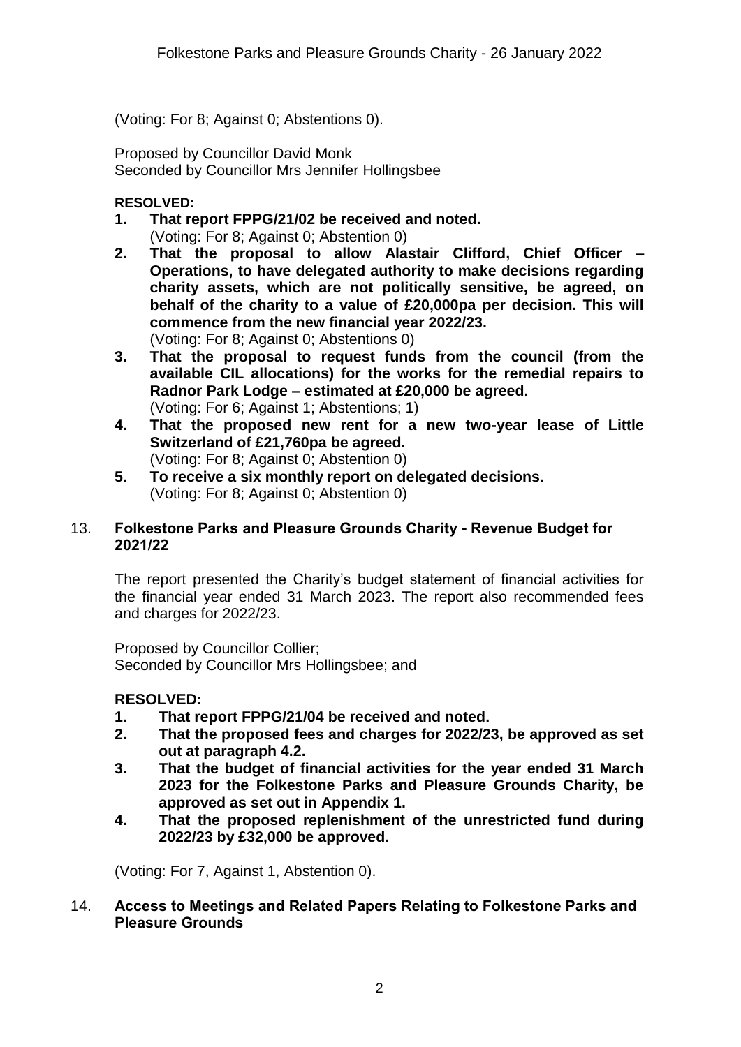(Voting: For 8; Against 0; Abstentions 0).

Proposed by Councillor David Monk
Seconded by Councillor Mrs Jennifer Hollingsbee

**RESOLVED:**

1. **That report FPPG/21/02 be received and noted.**
   (Voting: For 8; Against 0; Abstention 0)
2. **That the proposal to allow Alastair Clifford, Chief Officer – Operations, to have delegated authority to make decisions regarding charity assets, which are not politically sensitive, be agreed, on behalf of the charity to a value of £20,000pa per decision. This will commence from the new financial year 2022/23.**
   (Voting: For 8; Against 0; Abstentions 0)
3. **That the proposal to request funds from the council (from the available CIL allocations) for the works for the remedial repairs to Radnor Park Lodge – estimated at £20,000 be agreed.**
   (Voting: For 6; Against 1; Abstentions; 1)
4. **That the proposed new rent for a new two-year lease of Little Switzerland of £21,760pa be agreed.**
   (Voting: For 8; Against 0; Abstention 0)
5. **To receive a six monthly report on delegated decisions.**
   (Voting: For 8; Against 0; Abstention 0)

## 13. Folkestone Parks and Pleasure Grounds Charity - Revenue Budget for 2021/22

The report presented the Charity's budget statement of financial activities for the financial year ended 31 March 2023. The report also recommended fees and charges for 2022/23.

Proposed by Councillor Collier;
Seconded by Councillor Mrs Hollingsbee; and

**RESOLVED:**

1. **That report FPPG/21/04 be received and noted.**
2. **That the proposed fees and charges for 2022/23, be approved as set out at paragraph 4.2.**
3. **That the budget of financial activities for the year ended 31 March 2023 for the Folkestone Parks and Pleasure Grounds Charity, be approved as set out in Appendix 1.**
4. **That the proposed replenishment of the unrestricted fund during 2022/23 by £32,000 be approved.**

(Voting: For 7, Against 1, Abstention 0).

## 14. Access to Meetings and Related Papers Relating to Folkestone Parks and Pleasure Grounds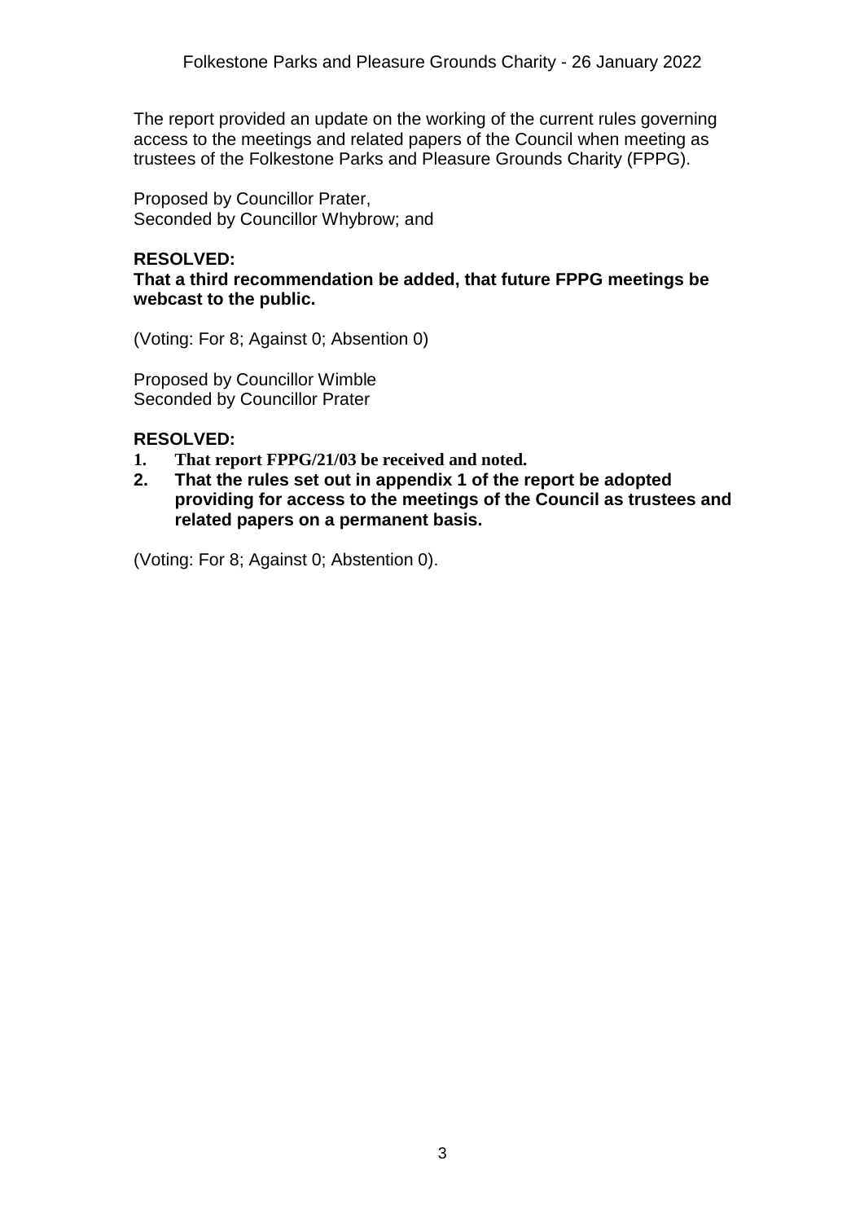The report provided an update on the working of the current rules governing access to the meetings and related papers of the Council when meeting as trustees of the Folkestone Parks and Pleasure Grounds Charity (FPPG).

Proposed by Councillor Prater,
Seconded by Councillor Whybrow; and

**RESOLVED:**
**That a third recommendation be added, that future FPPG meetings be webcast to the public.**

(Voting: For 8; Against 0; Absention 0)

Proposed by Councillor Wimble
Seconded by Councillor Prater

**RESOLVED:**
1. **That report FPPG/21/03 be received and noted.**
2. **That the rules set out in appendix 1 of the report be adopted providing for access to the meetings of the Council as trustees and related papers on a permanent basis.**

(Voting: For 8; Against 0; Abstention 0).